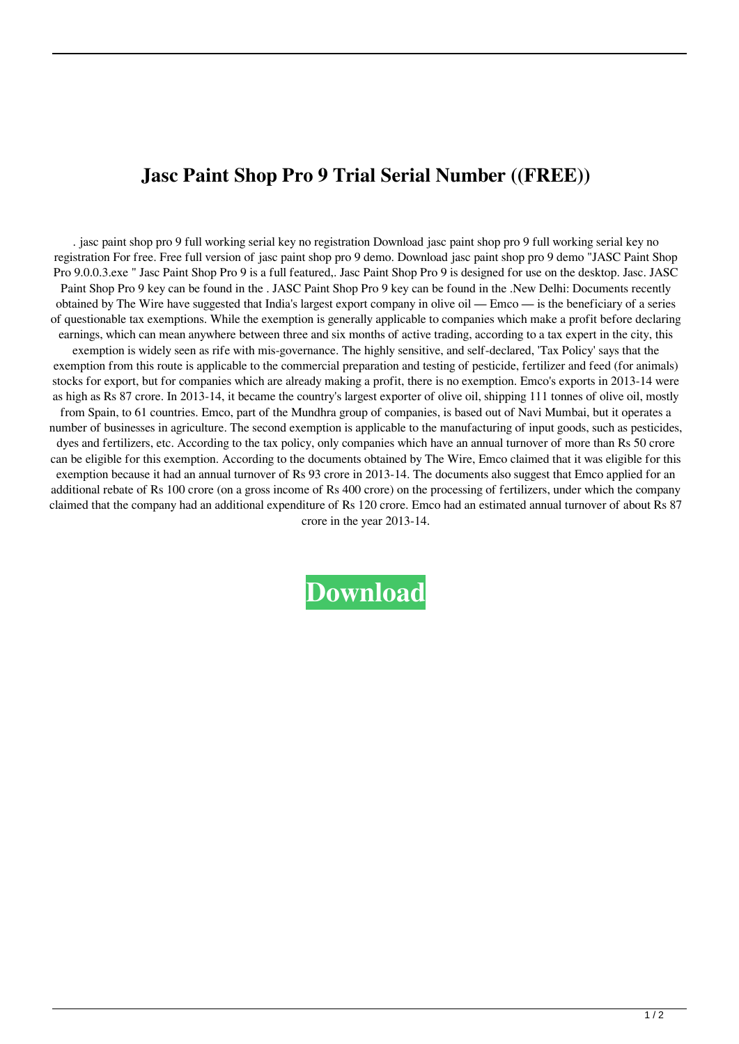# Jasc Paint Shop Pro 9 Trial Serial Number ((FREE))

. jasc paint shop pro 9 full working serial key no registration Download jasc paint shop pro 9 full working serial key no registration For free. Free full version of jasc paint shop pro 9 demo. Download jasc paint shop pro 9 demo "JASC Paint Shop Pro 9.0.0.3.exe " Jasc Paint Shop Pro 9 is a full featured,. Jasc Paint Shop Pro 9 is designed for use on the desktop. Jasc. JASC Paint Shop Pro 9 key can be found in the . JASC Paint Shop Pro 9 key can be found in the .New Delhi: Documents recently obtained by The Wire have suggested that India's largest export company in olive oil — Emco — is the beneficiary of a series of questionable tax exemptions. While the exemption is generally applicable to companies which make a profit before declaring earnings, which can mean anywhere between three and six months of active trading, according to a tax expert in the city, this exemption is widely seen as rife with mis-governance. The highly sensitive, and self-declared, 'Tax Policy' says that the exemption from this route is applicable to the commercial preparation and testing of pesticide, fertilizer and feed (for animals) stocks for export, but for companies which are already making a profit, there is no exemption. Emco's exports in 2013-14 were as high as Rs 87 crore. In 2013-14, it became the country's largest exporter of olive oil, shipping 111 tonnes of olive oil, mostly from Spain, to 61 countries. Emco, part of the Mundhra group of companies, is based out of Navi Mumbai, but it operates a number of businesses in agriculture. The second exemption is applicable to the manufacturing of input goods, such as pesticides, dyes and fertilizers, etc. According to the tax policy, only companies which have an annual turnover of more than Rs 50 crore can be eligible for this exemption. According to the documents obtained by The Wire, Emco claimed that it was eligible for this exemption because it had an annual turnover of Rs 93 crore in 2013-14. The documents also suggest that Emco applied for an additional rebate of Rs 100 crore (on a gross income of Rs 400 crore) on the processing of fertilizers, under which the company claimed that the company had an additional expenditure of Rs 120 crore. Emco had an estimated annual turnover of about Rs 87 crore in the year 2013-14.

**Download**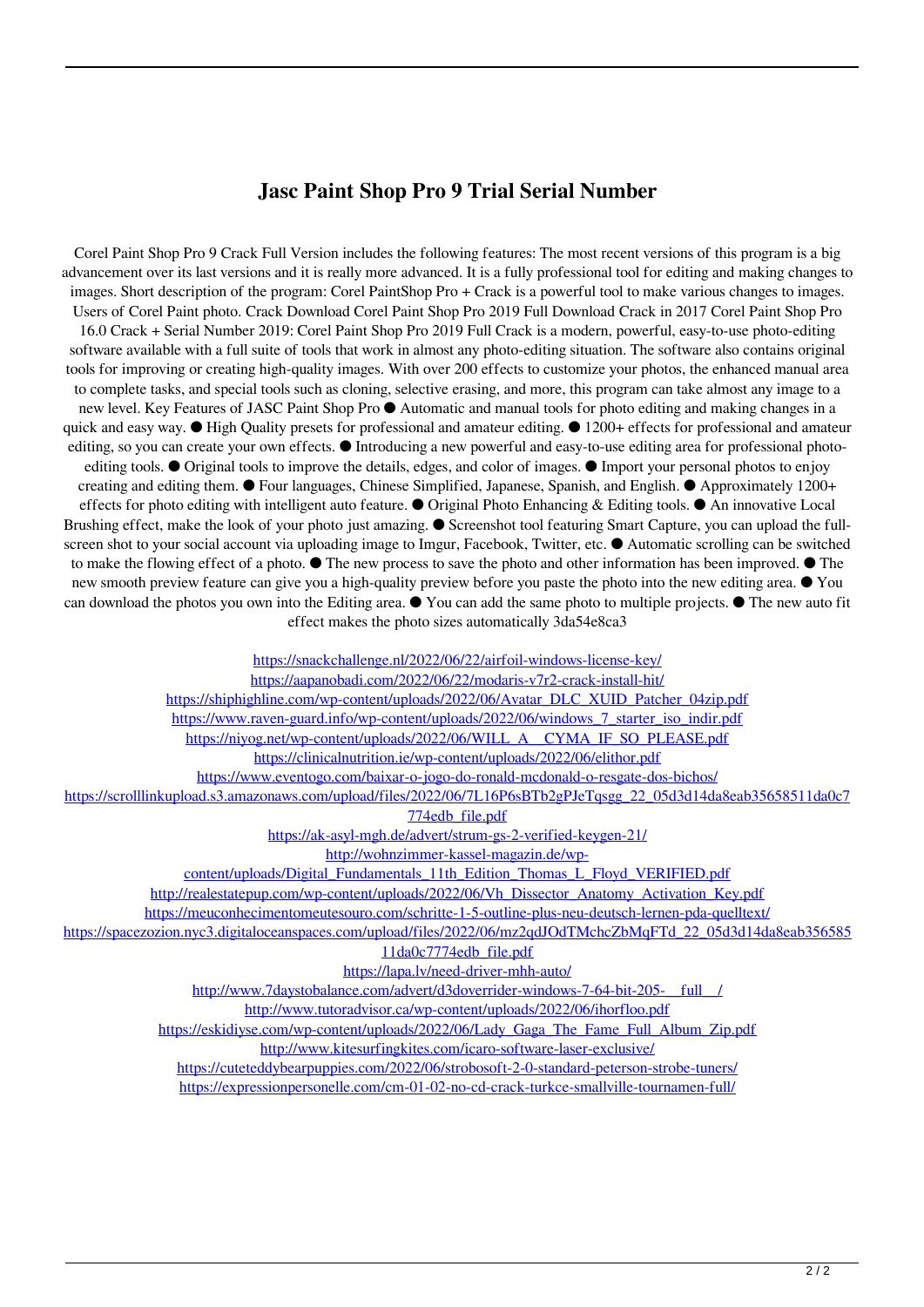# Jasc Paint Shop Pro 9 Trial Serial Number

Corel Paint Shop Pro 9 Crack Full Version includes the following features: The most recent versions of this program is a big advancement over its last versions and it is really more advanced. It is a fully professional tool for editing and making changes to images. Short description of the program: Corel PaintShop Pro + Crack is a powerful tool to make various changes to images. Users of Corel Paint photo. Crack Download Corel Paint Shop Pro 2019 Full Download Crack in 2017 Corel Paint Shop Pro 16.0 Crack + Serial Number 2019: Corel Paint Shop Pro 2019 Full Crack is a modern, powerful, easy-to-use photo-editing software available with a full suite of tools that work in almost any photo-editing situation. The software also contains original tools for improving or creating high-quality images. With over 200 effects to customize your photos, the enhanced manual area to complete tasks, and special tools such as cloning, selective erasing, and more, this program can take almost any image to a new level. Key Features of JASC Paint Shop Pro ● Automatic and manual tools for photo editing and making changes in a quick and easy way. ● High Quality presets for professional and amateur editing. ● 1200+ effects for professional and amateur editing, so you can create your own effects. ● Introducing a new powerful and easy-to-use editing area for professional photo-editing tools. ● Original tools to improve the details, edges, and color of images. ● Import your personal photos to enjoy creating and editing them. ● Four languages, Chinese Simplified, Japanese, Spanish, and English. ● Approximately 1200+ effects for photo editing with intelligent auto feature. ● Original Photo Enhancing & Editing tools. ● An innovative Local Brushing effect, make the look of your photo just amazing. ● Screenshot tool featuring Smart Capture, you can upload the full-screen shot to your social account via uploading image to Imgur, Facebook, Twitter, etc. ● Automatic scrolling can be switched to make the flowing effect of a photo. ● The new process to save the photo and other information has been improved. ● The new smooth preview feature can give you a high-quality preview before you paste the photo into the new editing area. ● You can download the photos you own into the Editing area. ● You can add the same photo to multiple projects. ● The new auto fit effect makes the photo sizes automatically 3da54e8ca3

https://snackchallenge.nl/2022/06/22/airfoil-windows-license-key/
https://aapanobadi.com/2022/06/22/modaris-v7r2-crack-install-hit/
https://shiphighline.com/wp-content/uploads/2022/06/Avatar_DLC_XUID_Patcher_04zip.pdf
https://www.raven-guard.info/wp-content/uploads/2022/06/windows_7_starter_iso_indir.pdf
https://niyog.net/wp-content/uploads/2022/06/WILL_A__CYMA_IF_SO_PLEASE.pdf
https://clinicalnutrition.ie/wp-content/uploads/2022/06/elithor.pdf
https://www.eventogo.com/baixar-o-jogo-do-ronald-mcdonald-o-resgate-dos-bichos/
https://scrolllinkupload.s3.amazonaws.com/upload/files/2022/06/7L16P6sBTb2gPJeTqsgg_22_05d3d14da8eab35658511da0c7774edb_file.pdf
https://ak-asyl-mgh.de/advert/strum-gs-2-verified-keygen-21/
http://wohnzimmer-kassel-magazin.de/wp-content/uploads/Digital_Fundamentals_11th_Edition_Thomas_L_Floyd_VERIFIED.pdf
http://realestatepup.com/wp-content/uploads/2022/06/Vh_Dissector_Anatomy_Activation_Key.pdf
https://meuconhecimentomeutesouro.com/schritte-1-5-outline-plus-neu-deutsch-lernen-pda-quelltext/
https://spacezozion.nyc3.digitaloceanspaces.com/upload/files/2022/06/mz2qdJOdTMchcZbMqFTd_22_05d3d14da8eab35658511da0c7774edb_file.pdf
https://lapa.lv/need-driver-mhh-auto/
http://www.7daystobalance.com/advert/d3doverrider-windows-7-64-bit-205-__full__/
http://www.tutoradvisor.ca/wp-content/uploads/2022/06/ihorfloo.pdf
https://eskidiyse.com/wp-content/uploads/2022/06/Lady_Gaga_The_Fame_Full_Album_Zip.pdf
http://www.kitesurfingkites.com/icaro-software-laser-exclusive/
https://cuteteddybearpuppies.com/2022/06/strobosoft-2-0-standard-peterson-strobe-tuners/
https://expressionpersonelle.com/cm-01-02-no-cd-crack-turkce-smallville-tournamen-full/